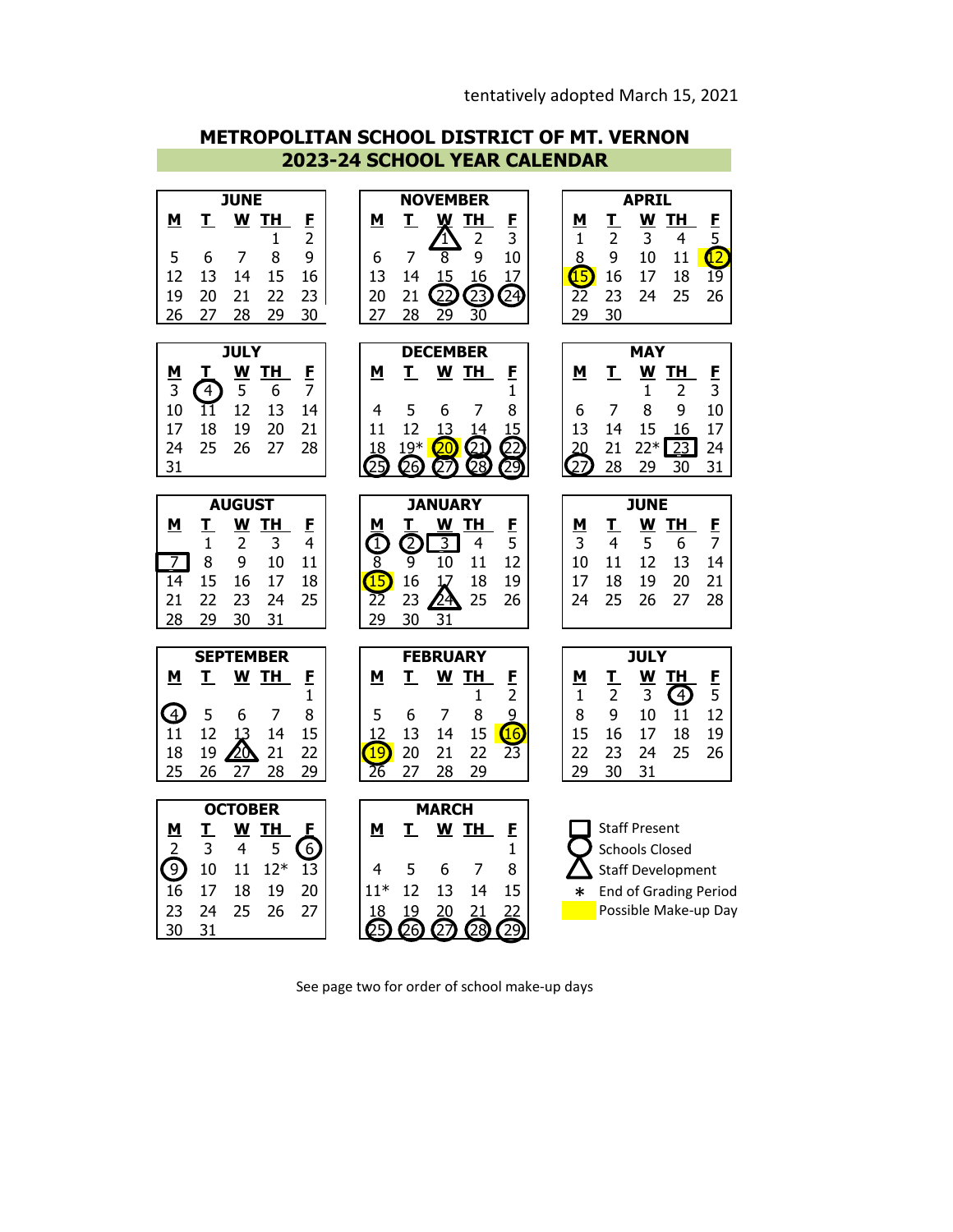tentatively adopted March 15, 2021

# METROPOLITAN SCHOOL DISTRICT OF MT. VERNON

## 2023-24 SCHOOL YEAR CALENDAR

### JUNE

| M | T | W | TH | F |
|---|---|---|---|---|
| | | | 1 | 2 |
| 5 | 6 | 7 | 8 | 9 |
| 12 | 13 | 14 | 15 | 16 |
| 19 | 20 | 21 | 22 | 23 |
| 26 | 27 | 28 | 29 | 30 |

### JULY

| M | T | W | TH | F |
|---|---|---|---|---|
| 3 | (4) | 5 | 6 | 7 |
| 10 | 11 | 12 | 13 | 14 |
| 17 | 18 | 19 | 20 | 21 |
| 24 | 25 | 26 | 27 | 28 |
| 31 | | | | |

### AUGUST

| M | T | W | TH | F |
|---|---|---|---|---|
| | 1 | 2 | 3 | 4 |
| [7] | 8 | 9 | 10 | 11 |
| 14 | 15 | 16 | 17 | 18 |
| 21 | 22 | 23 | 24 | 25 |
| 28 | 29 | 30 | 31 | |

### SEPTEMBER

| M | T | W | TH | F |
|---|---|---|---|---|
| | | | | 1 |
| (4) | 5 | 6 | 7 | 8 |
| 11 | 12 | 13 | 14 | 15 |
| 18 | 19 | △20 | 21 | 22 |
| 25 | 26 | 27 | 28 | 29 |

### OCTOBER

| M | T | W | TH | F |
|---|---|---|---|---|
| 2 | 3 | 4 | 5 | (6) |
| (9) | 10 | 11 | 12* | 13 |
| 16 | 17 | 18 | 19 | 20 |
| 23 | 24 | 25 | 26 | 27 |
| 30 | 31 | | | |

### NOVEMBER

| M | T | W | TH | F |
|---|---|---|---|---|
| | | △1 | 2 | 3 |
| 6 | 7 | 8 | 9 | 10 |
| 13 | 14 | 15 | 16 | 17 |
| 20 | 21 | (22) | (23) | (24) |
| 27 | 28 | 29 | 30 | |

### DECEMBER

| M | T | W | TH | F |
|---|---|---|---|---|
| | | | | 1 |
| 4 | 5 | 6 | 7 | 8 |
| 11 | 12 | 13 | 14 | 15 |
| 18 | 19* | (20) Possible Make-up Day | (21) | (22) |
| (25) | (26) | (27) | (28) | (29) |

### JANUARY

| M | T | W | TH | F |
|---|---|---|---|---|
| (1) | (2) | [3] | 4 | 5 |
| 8 | 9 | 10 | 11 | 12 |
| (15) Possible Make-up Day | 16 | 17 | 18 | 19 |
| 22 | 23 | △24 | 25 | 26 |
| 29 | 30 | 31 | | |

### FEBRUARY

| M | T | W | TH | F |
|---|---|---|---|---|
| | | | 1 | 2 |
| 5 | 6 | 7 | 8 | 9 |
| 12 | 13 | 14 | 15 | (16) Possible Make-up Day |
| (19) Possible Make-up Day | 20 | 21 | 22 | 23 |
| 26 | 27 | 28 | 29 | |

### MARCH

| M | T | W | TH | F |
|---|---|---|---|---|
| | | | | 1 |
| 4 | 5 | 6 | 7 | 8 |
| 11* | 12 | 13 | 14 | 15 |
| 18 | 19 | 20 | 21 | 22 |
| (25) | (26) | (27) | (28) | (29) |

### APRIL

| M | T | W | TH | F |
|---|---|---|---|---|
| 1 | 2 | 3 | 4 | 5 |
| 8 | 9 | 10 | 11 | (12) Possible Make-up Day |
| (15) Possible Make-up Day | 16 | 17 | 18 | 19 |
| 22 | 23 | 24 | 25 | 26 |
| 29 | 30 | | | |

### MAY

| M | T | W | TH | F |
|---|---|---|---|---|
| | | 1 | 2 | 3 |
| 6 | 7 | 8 | 9 | 10 |
| 13 | 14 | 15 | 16 | 17 |
| 20 | 21 | 22* | [23] | 24 |
| (27) | 28 | 29 | 30 | 31 |

### JUNE

| M | T | W | TH | F |
|---|---|---|---|---|
| 3 | 4 | 5 | 6 | 7 |
| 10 | 11 | 12 | 13 | 14 |
| 17 | 18 | 19 | 20 | 21 |
| 24 | 25 | 26 | 27 | 28 |

### JULY

| M | T | W | TH | F |
|---|---|---|---|---|
| 1 | 2 | 3 | (4) | 5 |
| 8 | 9 | 10 | 11 | 12 |
| 15 | 16 | 17 | 18 | 19 |
| 22 | 23 | 24 | 25 | 26 |
| 29 | 30 | 31 | | |

**Legend:**

- [ ] Staff Present
- ( ) Schools Closed
- △ Staff Development
- * End of Grading Period
- Yellow highlight: Possible Make-up Day

See page two for order of school make-up days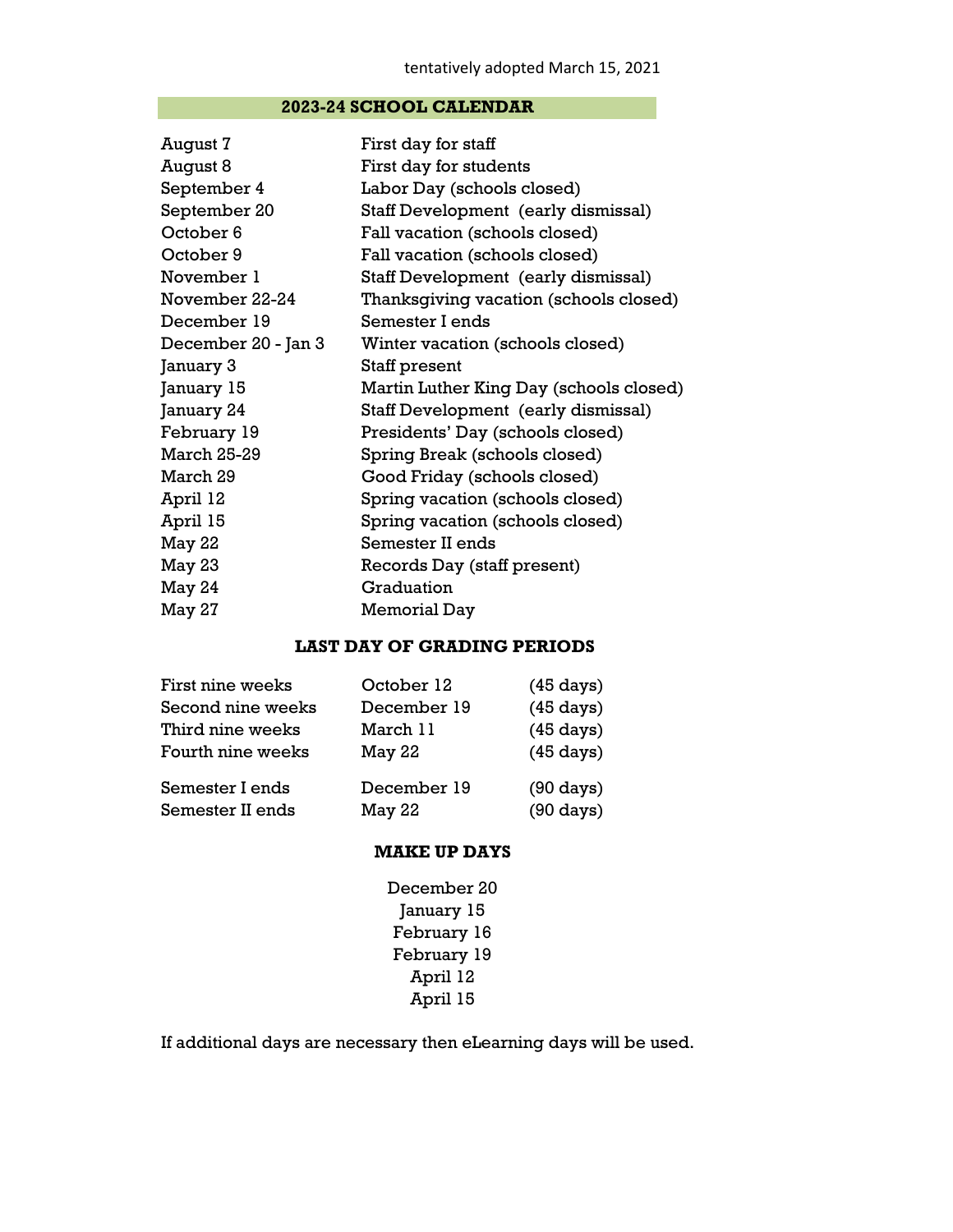tentatively adopted March 15, 2021

## 2023-24 SCHOOL CALENDAR

| | |
|---|---|
| August 7 | First day for staff |
| August 8 | First day for students |
| September 4 | Labor Day (schools closed) |
| September 20 | Staff Development (early dismissal) |
| October 6 | Fall vacation (schools closed) |
| October 9 | Fall vacation (schools closed) |
| November 1 | Staff Development (early dismissal) |
| November 22-24 | Thanksgiving vacation (schools closed) |
| December 19 | Semester I ends |
| December 20 - Jan 3 | Winter vacation (schools closed) |
| January 3 | Staff present |
| January 15 | Martin Luther King Day (schools closed) |
| January 24 | Staff Development (early dismissal) |
| February 19 | Presidents' Day (schools closed) |
| March 25-29 | Spring Break (schools closed) |
| March 29 | Good Friday (schools closed) |
| April 12 | Spring vacation (schools closed) |
| April 15 | Spring vacation (schools closed) |
| May 22 | Semester II ends |
| May 23 | Records Day (staff present) |
| May 24 | Graduation |
| May 27 | Memorial Day |

### LAST DAY OF GRADING PERIODS

| | | |
|---|---|---|
| First nine weeks | October 12 | (45 days) |
| Second nine weeks | December 19 | (45 days) |
| Third nine weeks | March 11 | (45 days) |
| Fourth nine weeks | May 22 | (45 days) |
| Semester I ends | December 19 | (90 days) |
| Semester II ends | May 22 | (90 days) |

### MAKE UP DAYS

December 20
January 15
February 16
February 19
April 12
April 15

If additional days are necessary then eLearning days will be used.